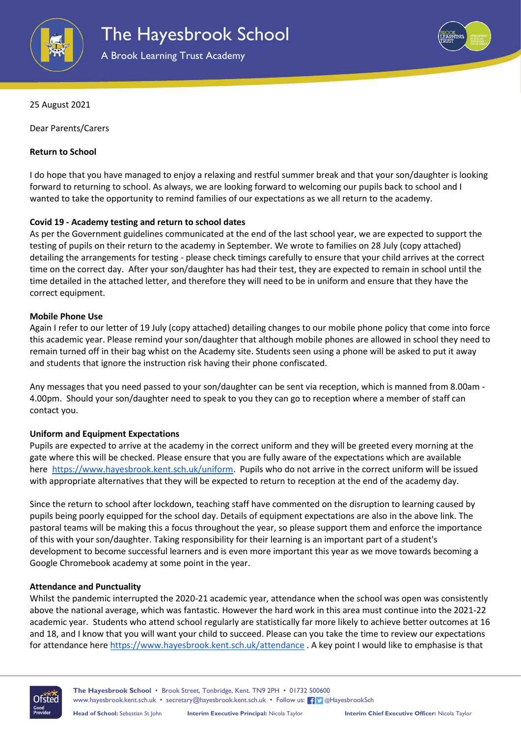# The Hayesbrook School

A Brook Learning Trust Academy

25 August 2021

Dear Parents/Carers

**Return to School**

I do hope that you have managed to enjoy a relaxing and restful summer break and that your son/daughter is looking forward to returning to school. As always, we are looking forward to welcoming our pupils back to school and I wanted to take the opportunity to remind families of our expectations as we all return to the academy.

**Covid 19 - Academy testing and return to school dates**

As per the Government guidelines communicated at the end of the last school year, we are expected to support the testing of pupils on their return to the academy in September. We wrote to families on 28 July (copy attached) detailing the arrangements for testing - please check timings carefully to ensure that your child arrives at the correct time on the correct day. After your son/daughter has had their test, they are expected to remain in school until the time detailed in the attached letter, and therefore they will need to be in uniform and ensure that they have the correct equipment.

**Mobile Phone Use**

Again I refer to our letter of 19 July (copy attached) detailing changes to our mobile phone policy that come into force this academic year. Please remind your son/daughter that although mobile phones are allowed in school they need to remain turned off in their bag whist on the Academy site. Students seen using a phone will be asked to put it away and students that ignore the instruction risk having their phone confiscated.

Any messages that you need passed to your son/daughter can be sent via reception, which is manned from 8.00am - 4.00pm. Should your son/daughter need to speak to you they can go to reception where a member of staff can contact you.

**Uniform and Equipment Expectations**

Pupils are expected to arrive at the academy in the correct uniform and they will be greeted every morning at the gate where this will be checked. Please ensure that you are fully aware of the expectations which are available here [https://www.hayesbrook.kent.sch.uk/uniform](https://www.hayesbrook.kent.sch.uk/uniform). Pupils who do not arrive in the correct uniform will be issued with appropriate alternatives that they will be expected to return to reception at the end of the academy day.

Since the return to school after lockdown, teaching staff have commented on the disruption to learning caused by pupils being poorly equipped for the school day. Details of equipment expectations are also in the above link. The pastoral teams will be making this a focus throughout the year, so please support them and enforce the importance of this with your son/daughter. Taking responsibility for their learning is an important part of a student's development to become successful learners and is even more important this year as we move towards becoming a Google Chromebook academy at some point in the year.

**Attendance and Punctuality**

Whilst the pandemic interrupted the 2020-21 academic year, attendance when the school was open was consistently above the national average, which was fantastic. However the hard work in this area must continue into the 2021-22 academic year. Students who attend school regularly are statistically far more likely to achieve better outcomes at 16 and 18, and I know that you will want your child to succeed. Please can you take the time to review our expectations for attendance here [https://www.hayesbrook.kent.sch.uk/attendance](https://www.hayesbrook.kent.sch.uk/attendance) . A key point I would like to emphasise is that

**The Hayesbrook School** • Brook Street, Tonbridge, Kent. TN9 2PH • 01732 500600
www.hayesbrook.kent.sch.uk • secretary@hayesbrook.kent.sch.uk • Follow us: @HayesbrookSch

**Head of School:** Sebastian St John **Interim Executive Principal:** Nicola Taylor **Interim Chief Executive Officer:** Nicola Taylor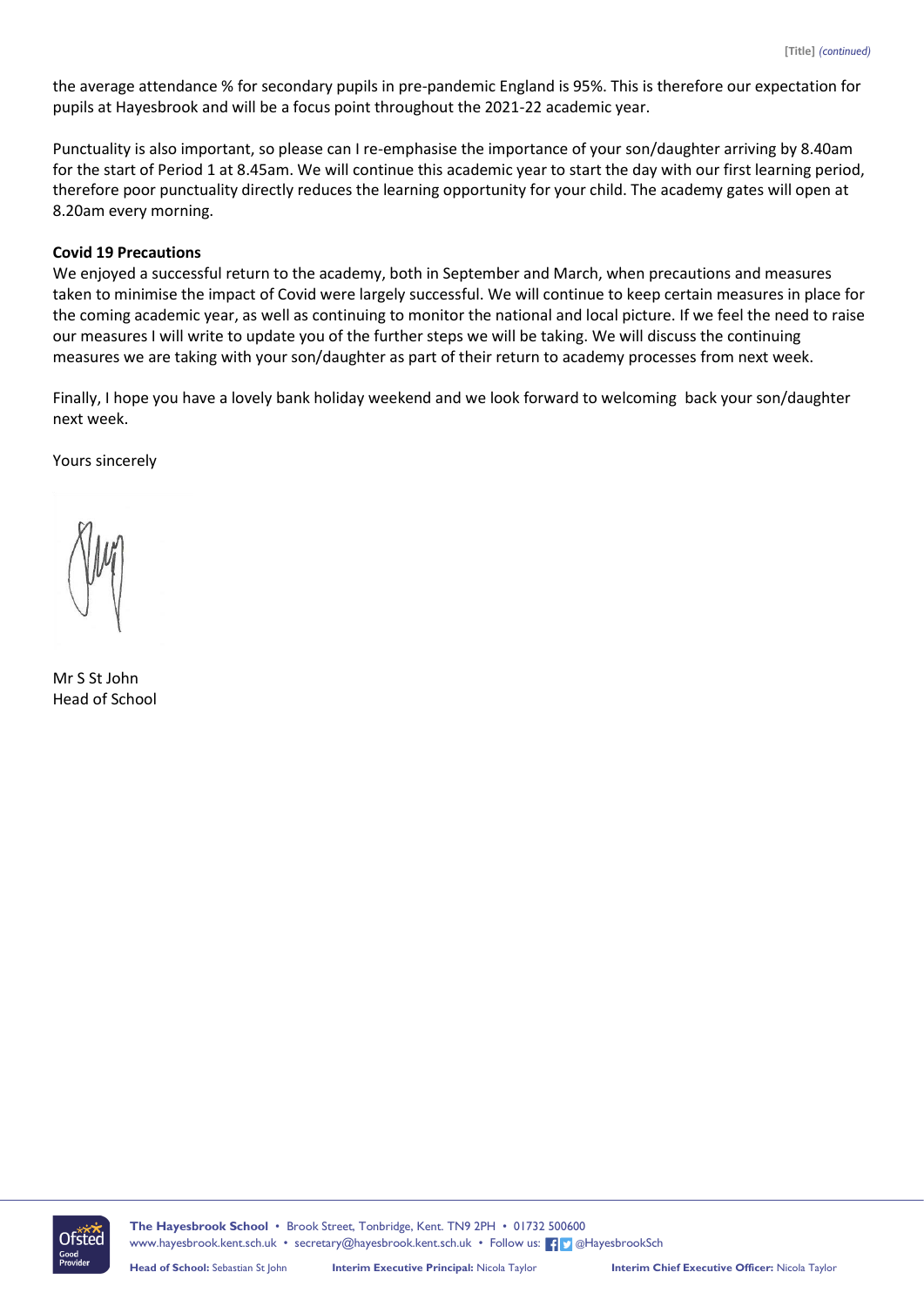the average attendance % for secondary pupils in pre-pandemic England is 95%. This is therefore our expectation for pupils at Hayesbrook and will be a focus point throughout the 2021-22 academic year.

Punctuality is also important, so please can I re-emphasise the importance of your son/daughter arriving by 8.40am for the start of Period 1 at 8.45am. We will continue this academic year to start the day with our first learning period, therefore poor punctuality directly reduces the learning opportunity for your child. The academy gates will open at 8.20am every morning.

**Covid 19 Precautions**

We enjoyed a successful return to the academy, both in September and March, when precautions and measures taken to minimise the impact of Covid were largely successful. We will continue to keep certain measures in place for the coming academic year, as well as continuing to monitor the national and local picture. If we feel the need to raise our measures I will write to update you of the further steps we will be taking. We will discuss the continuing measures we are taking with your son/daughter as part of their return to academy processes from next week.

Finally, I hope you have a lovely bank holiday weekend and we look forward to welcoming back your son/daughter next week.

Yours sincerely

Mr S St John
Head of School